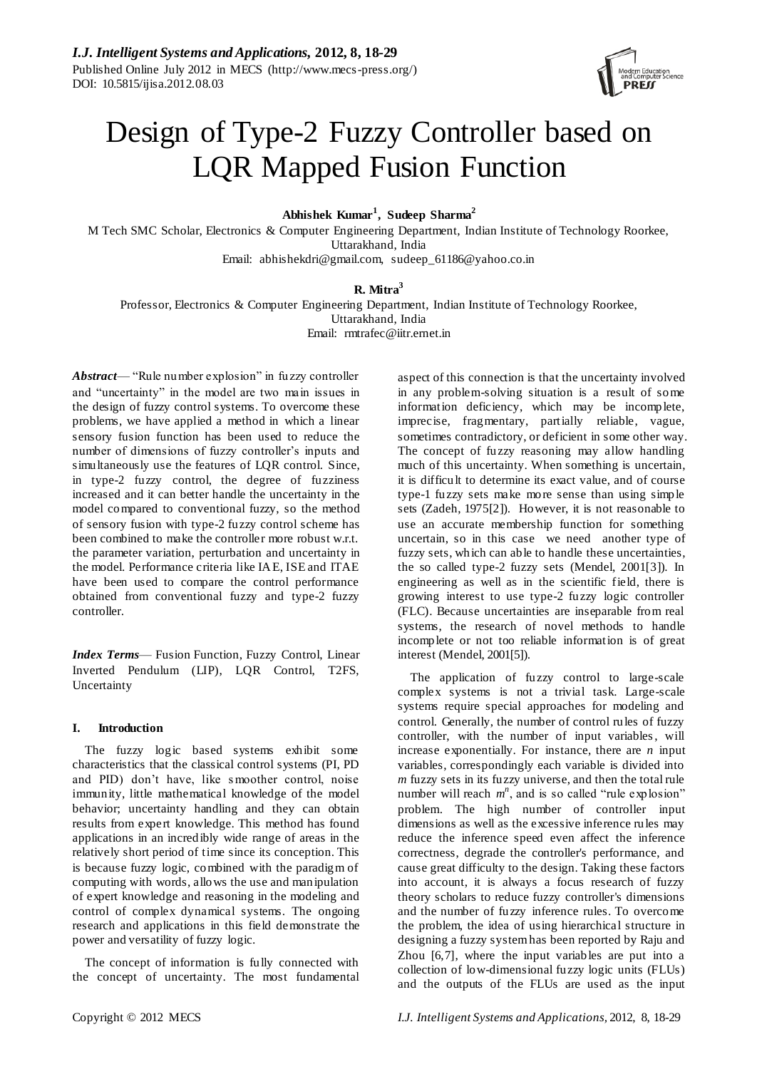# Design of Type-2 Fuzzy Controller based on LQR Mapped Fusion Function

**Abhishek Kumar[1], Sudeep Sharma[2]**

M Tech SMC Scholar, Electronics & Computer Engineering Department, Indian Institute of Technology Roorkee, Uttarakhand, India

Email: abhishekdri@gmail.com, sudeep_61186@yahoo.co.in

**R. Mitra[3]**

Professor, Electronics & Computer Engineering Department, Indian Institute of Technology Roorkee, Uttarakhand, India

Email: rmtrafec@iitr.ernet.in

***Abstract***— "Rule number explosion" in fuzzy controller and "uncertainty" in the model are two main issues in the design of fuzzy control systems. To overcome these problems, we have applied a method in which a linear sensory fusion function has been used to reduce the number of dimensions of fuzzy controller's inputs and simultaneously use the features of LQR control. Since, in type-2 fuzzy control, the degree of fuzziness increased and it can better handle the uncertainty in the model compared to conventional fuzzy, so the method of sensory fusion with type-2 fuzzy control scheme has been combined to make the controller more robust w.r.t. the parameter variation, perturbation and uncertainty in the model. Performance criteria like IAE, ISE and ITAE have been used to compare the control performance obtained from conventional fuzzy and type-2 fuzzy controller.

***Index Terms***— Fusion Function, Fuzzy Control, Linear Inverted Pendulum (LIP), LQR Control, T2FS, Uncertainty

## I. Introduction

The fuzzy logic based systems exhibit some characteristics that the classical control systems (PI, PD and PID) don't have, like smoother control, noise immunity, little mathematical knowledge of the model behavior; uncertainty handling and they can obtain results from expert knowledge. This method has found applications in an incredibly wide range of areas in the relatively short period of time since its conception. This is because fuzzy logic, combined with the paradigm of computing with words, allows the use and manipulation of expert knowledge and reasoning in the modeling and control of complex dynamical systems. The ongoing research and applications in this field demonstrate the power and versatility of fuzzy logic.

The concept of information is fully connected with the concept of uncertainty. The most fundamental aspect of this connection is that the uncertainty involved in any problem-solving situation is a result of some information deficiency, which may be incomplete, imprecise, fragmentary, partially reliable, vague, sometimes contradictory, or deficient in some other way. The concept of fuzzy reasoning may allow handling much of this uncertainty. When something is uncertain, it is difficult to determine its exact value, and of course type-1 fuzzy sets make more sense than using simple sets (Zadeh, 1975[2]). However, it is not reasonable to use an accurate membership function for something uncertain, so in this case we need another type of fuzzy sets, which can able to handle these uncertainties, the so called type-2 fuzzy sets (Mendel, 2001[3]). In engineering as well as in the scientific field, there is growing interest to use type-2 fuzzy logic controller (FLC). Because uncertainties are inseparable from real systems, the research of novel methods to handle incomplete or not too reliable information is of great interest (Mendel, 2001[5]).

The application of fuzzy control to large-scale complex systems is not a trivial task. Large-scale systems require special approaches for modeling and control. Generally, the number of control rules of fuzzy controller, with the number of input variables, will increase exponentially. For instance, there are $n$ input variables, correspondingly each variable is divided into $m$ fuzzy sets in its fuzzy universe, and then the total rule number will reach $m^n$, and is so called "rule explosion" problem. The high number of controller input dimensions as well as the excessive inference rules may reduce the inference speed even affect the inference correctness, degrade the controller's performance, and cause great difficulty to the design. Taking these factors into account, it is always a focus research of fuzzy theory scholars to reduce fuzzy controller's dimensions and the number of fuzzy inference rules. To overcome the problem, the idea of using hierarchical structure in designing a fuzzy system has been reported by Raju and Zhou [6,7], where the input variables are put into a collection of low-dimensional fuzzy logic units (FLUs) and the outputs of the FLUs are used as the input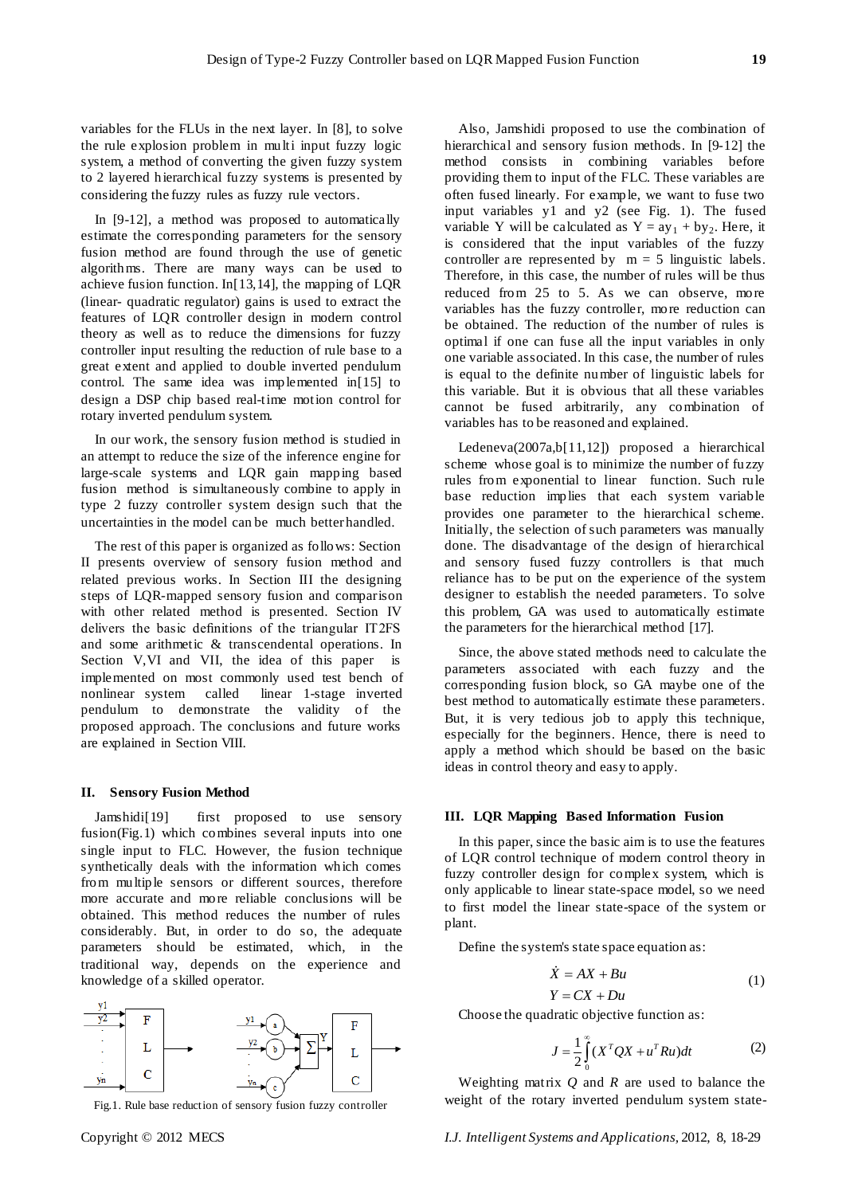variables for the FLUs in the next layer. In [8], to solve the rule explosion problem in multi input fuzzy logic system, a method of converting the given fuzzy system to 2 layered hierarchical fuzzy systems is presented by considering the fuzzy rules as fuzzy rule vectors.

In [9-12], a method was proposed to automatically estimate the corresponding parameters for the sensory fusion method are found through the use of genetic algorithms. There are many ways can be used to achieve fusion function. In[13,14], the mapping of LQR (linear- quadratic regulator) gains is used to extract the features of LQR controller design in modern control theory as well as to reduce the dimensions for fuzzy controller input resulting the reduction of rule base to a great extent and applied to double inverted pendulum control. The same idea was implemented in[15] to design a DSP chip based real-time motion control for rotary inverted pendulum system.

In our work, the sensory fusion method is studied in an attempt to reduce the size of the inference engine for large-scale systems and LQR gain mapping based fusion method is simultaneously combine to apply in type 2 fuzzy controller system design such that the uncertainties in the model can be much better handled.

The rest of this paper is organized as follows: Section II presents overview of sensory fusion method and related previous works. In Section III the designing steps of LQR-mapped sensory fusion and comparison with other related method is presented. Section IV delivers the basic definitions of the triangular IT2FS and some arithmetic & transcendental operations. In Section V,VI and VII, the idea of this paper is implemented on most commonly used test bench of nonlinear system called linear 1-stage inverted pendulum to demonstrate the validity of the proposed approach. The conclusions and future works are explained in Section VIII.

## II. Sensory Fusion Method

Jamshidi[19] first proposed to use sensory fusion(Fig.1) which combines several inputs into one single input to FLC. However, the fusion technique synthetically deals with the information which comes from multiple sensors or different sources, therefore more accurate and more reliable conclusions will be obtained. This method reduces the number of rules considerably. But, in order to do so, the adequate parameters should be estimated, which, in the traditional way, depends on the experience and knowledge of a skilled operator.

Fig.1. Rule base reduction of sensory fusion fuzzy controller

Also, Jamshidi proposed to use the combination of hierarchical and sensory fusion methods. In [9-12] the method consists in combining variables before providing them to input of the FLC. These variables are often fused linearly. For example, we want to fuse two input variables y1 and y2 (see Fig. 1). The fused variable Y will be calculated as $Y = ay_1 + by_2$. Here, it is considered that the input variables of the fuzzy controller are represented by $m = 5$ linguistic labels. Therefore, in this case, the number of rules will be thus reduced from 25 to 5. As we can observe, more variables has the fuzzy controller, more reduction can be obtained. The reduction of the number of rules is optimal if one can fuse all the input variables in only one variable associated. In this case, the number of rules is equal to the definite number of linguistic labels for this variable. But it is obvious that all these variables cannot be fused arbitrarily, any combination of variables has to be reasoned and explained.

Ledeneva(2007a,b[11,12]) proposed a hierarchical scheme whose goal is to minimize the number of fuzzy rules from exponential to linear function. Such rule base reduction implies that each system variable provides one parameter to the hierarchical scheme. Initially, the selection of such parameters was manually done. The disadvantage of the design of hierarchical and sensory fused fuzzy controllers is that much reliance has to be put on the experience of the system designer to establish the needed parameters. To solve this problem, GA was used to automatically estimate the parameters for the hierarchical method [17].

Since, the above stated methods need to calculate the parameters associated with each fuzzy and the corresponding fusion block, so GA maybe one of the best method to automatically estimate these parameters. But, it is very tedious job to apply this technique, especially for the beginners. Hence, there is need to apply a method which should be based on the basic ideas in control theory and easy to apply.

## III. LQR Mapping Based Information Fusion

In this paper, since the basic aim is to use the features of LQR control technique of modern control theory in fuzzy controller design for complex system, which is only applicable to linear state-space model, so we need to first model the linear state-space of the system or plant.

Define the system's state space equation as:

$$\dot{X} = AX + Bu$$
$$Y = CX + Du \tag{1}$$

Choose the quadratic objective function as:

$$J = \frac{1}{2}\int_0^{\infty}(X^T QX + u^T Ru)dt \tag{2}$$

Weighting matrix $Q$ and $R$ are used to balance the weight of the rotary inverted pendulum system state-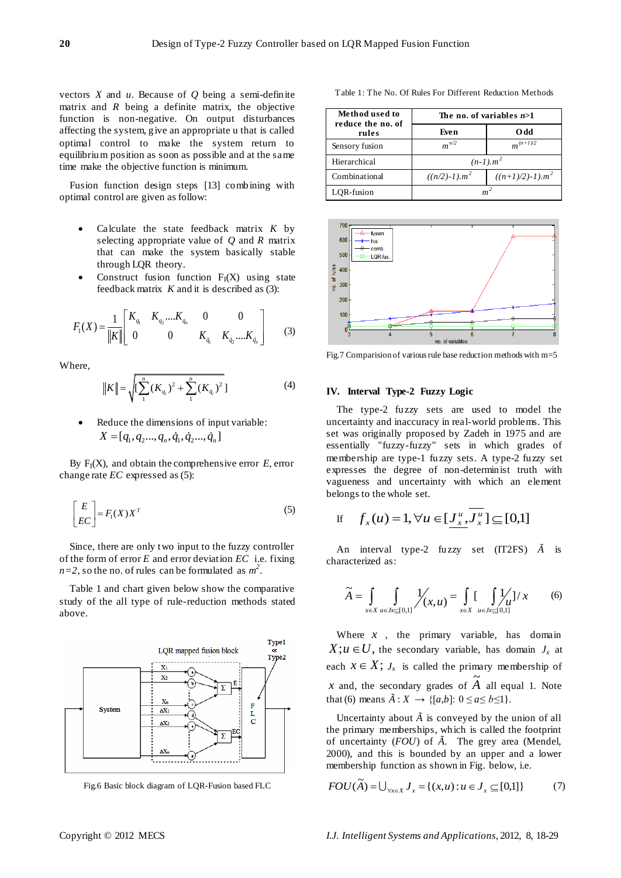vectors $X$ and $u$. Because of $Q$ being a semi-definite matrix and $R$ being a definite matrix, the objective function is non-negative. On output disturbances affecting the system, give an appropriate u that is called optimal control to make the system return to equilibrium position as soon as possible and at the same time make the objective function is minimum.

Fusion function design steps [13] combining with optimal control are given as follow:

- Calculate the state feedback matrix $K$ by selecting appropriate value of $Q$ and $R$ matrix that can make the system basically stable through LQR theory.
- Construct fusion function $F_1(X)$ using state feedback matrix $K$ and it is described as (3):

$$F_1(X) = \frac{1}{\|K\|}\begin{bmatrix} K_{q_1} & K_{q_2} \ldots K_{q_n} & 0 & 0 \\ 0 & 0 & K_{\dot{q}_1} & K_{\dot{q}_2} \ldots K_{\dot{q}_n} \end{bmatrix} \quad (3)$$

Where,

$$\|K\| = \sqrt{\left[\sum_{1}^{n}(K_{q_i})^2 + \sum_{1}^{n}(K_{\dot{q}_i})^2\right]} \quad (4)$$

- Reduce the dimensions of input variable: $X = [q_1, q_2 \ldots, q_n, \dot{q}_1, \dot{q}_2 \ldots, \dot{q}_n]$

By $F_1(X)$, and obtain the comprehensive error $E$, error change rate $EC$ expressed as (5):

$$\begin{bmatrix} E \\ EC \end{bmatrix} = F_1(X)X^T \quad (5)$$

Since, there are only two input to the fuzzy controller of the form of error $E$ and error deviation $EC$ i.e. fixing $n=2$, so the no. of rules can be formulated as $m^2$.

Table 1 and chart given below show the comparative study of the all type of rule-reduction methods stated above.

Fig.6 Basic block diagram of LQR-Fusion based FLC

Table 1: The No. Of Rules For Different Reduction Methods

| Method used to reduce the no. of rules | The no. of variables $n$>1 | |
|---|---|---|
| | Even | Odd |
| Sensory fusion | $m^{n/2}$ | $m^{(n+1)/2}$ |
| Hierarchical | $(n-1).m^2$ | |
| Combinational | $((n/2)-1).m^2$ | $((n+1)/2)-1).m^2$ |
| LQR-fusion | $m^2$ | |

Fig.7 Comparision of various rule base reduction methods with m=5

## IV. Interval Type-2 Fuzzy Logic

The type-2 fuzzy sets are used to model the uncertainty and inaccuracy in real-world problems. This set was originally proposed by Zadeh in 1975 and are essentially "fuzzy-fuzzy" sets in which grades of membership are type-1 fuzzy sets. A type-2 fuzzy set expresses the degree of non-determinist truth with vagueness and uncertainty with which an element belongs to the whole set.

If $\quad f_x(u) = 1, \forall u \in [\underline{J_x^u}, \overline{J_x^u}] \subseteq [0,1]$

An interval type-2 fuzzy set (IT2FS) $\tilde{A}$ is characterized as:

$$\tilde{A} = \int_{x \in X} \int_{u \in Jx \subseteq [0,1]} 1/(x,u) = \int_{x \in X} \left[ \int_{u \in Jx \subseteq [0,1]} 1/u \right] / x \quad (6)$$

Where $x$, the primary variable, has domain $X; u \in U$, the secondary variable, has domain $J_x$ at each $x \in X$; $J_x$ is called the primary membership of $x$ and, the secondary grades of $\tilde{A}$ all equal 1. Note that (6) means $\tilde{A} : X \rightarrow \{[a,b]: 0 \leq a \leq b \leq 1\}$.

Uncertainty about $\tilde{A}$ is conveyed by the union of all the primary memberships, which is called the footprint of uncertainty ($FOU$) of $\tilde{A}$. The grey area (Mendel, 2000), and this is bounded by an upper and a lower membership function as shown in Fig. below, i.e.

$$FOU(\tilde{A}) = \bigcup_{\forall x \in X} J_x = \{(x,u) : u \in J_x \subseteq [0,1]\} \quad (7)$$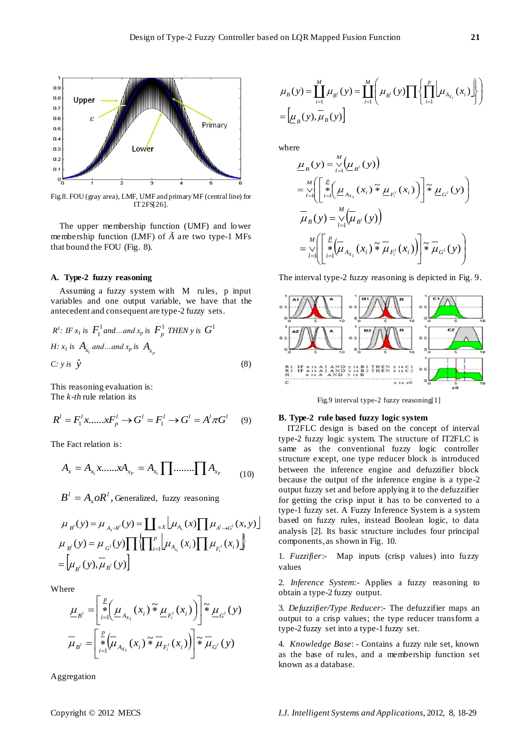Fig.8. FOU (gray area), LMF, UMF and primary MF (central line) for IT2FS[26].

The upper membership function (UMF) and lower membership function (LMF) of $\tilde{A}$ are two type-1 MFs that bound the FOU (Fig. 8).

### A. Type-2 fuzzy reasoning

Assuming a fuzzy system with M rules, p input variables and one output variable, we have that the antecedent and consequent are type-2 fuzzy sets.

$$R^l\text{: IF } x_1 \text{ is } F_1^1 \text{ and} \ldots \text{and } x_p \text{ is } F_p^1 \text{ THEN } y \text{ is } G^1$$

$$H\text{: } x_1 \text{ is } A_{x_1} \text{ and} \ldots \text{and } x_p \text{ is } A_{x_p}$$

$$C\text{: } y \text{ is } \hat{y} \tag{8}$$

This reasoning evaluation is:
The *k-th* rule relation its

$$R^l = F_1^l x \ldots\ldots x F_p^l \to G^l = F_1^l \to G^l = A^l \pi G^l \tag{9}$$

The Fact relation is:

$$A_x = A_{x_1} x \ldots\ldots x A_{x_p} = A_{x_1} \prod \ldots\ldots \prod A_{x_p} \tag{10}$$

$$B^l = A_x o R^l \text{, Generalized, fuzzy reasoning}$$

$$\mu_{B^l}(y) = \mu_{A_x \circ R^l}(y) = \coprod_{\in X} \left\lfloor \mu_{A_x}(x) \prod \mu_{A^l \to G^l}(x, y) \right\rfloor$$

$$\mu_{B^l}(y) = \mu_{G^l}(y) \prod \left\{ \prod_{i=1}^{p} \left\lfloor \mu_{A_{x_i}}(x_i) \prod \mu_{F_i^l}(x_i) \right\rfloor \right\}$$

$$= \left[ \underline{\mu}_{B^l}(y), \overline{\mu}_{B^l}(y) \right]$$

Where

$$\underline{\mu}_{B^l} = \left[ \overset{p}{\underset{i=1}{*}} \left( \underline{\mu}_{A_{x_1}}(x_i) \tilde{*} \underline{\mu}_{F_i^l}(x_i) \right) \right] \tilde{*} \underline{\mu}_{G^l}(y)$$

$$\overline{\mu}_{B^l} = \left[ \overset{p}{\underset{i=1}{*}} \left( \overline{\mu}_{A_{x_1}}(x_i) \tilde{*} \overline{\mu}_{F_i^l}(x_i) \right) \right] \tilde{*} \overline{\mu}_{G^l}(y)$$

Aggregation

$$\mu_B(y) = \coprod_{i=1}^{M} \mu_{B^l}(y) = \coprod_{i=1}^{M} \left( \mu_{B^l}(y) \prod \left\{ \prod_{i=1}^{p} \left\lfloor \mu_{A_{x_i}}(x_i) \right\rfloor \right\} \right)$$

$$= \left[ \underline{\mu}_B(y), \overline{\mu}_B(y) \right]$$

where

$$\underline{\mu}_B(y) = \overset{M}{\underset{l=1}{\vee}} \left( \underline{\mu}_{B^l}(y) \right)$$

$$= \overset{M}{\underset{l=1}{\vee}} \left( \left[ \overset{p}{\underset{i=1}{*}} \left( \underline{\mu}_{A_{x_1}}(x_i) \tilde{*} \underline{\mu}_{F_i^l}(x_i) \right) \right] \tilde{*} \underline{\mu}_{G^l}(y) \right)$$

$$\overline{\mu}_B(y) = \overset{M}{\underset{l=1}{\vee}} \left( \overline{\mu}_{B^l}(y) \right)$$

$$= \overset{M}{\underset{l=1}{\vee}} \left( \left[ \overset{p}{\underset{i=1}{*}} \left( \overline{\mu}_{A_{x_1}}(x_i) \tilde{*} \overline{\mu}_{F_i^l}(x_i) \right) \right] \tilde{*} \overline{\mu}_{G^l}(y) \right)$$

The interval type-2 fuzzy reasoning is depicted in Fig. 9.

Fig.9 interval type-2 fuzzy reasoning[1]

### B. Type-2 rule based fuzzy logic system

IT2FLC design is based on the concept of interval type-2 fuzzy logic system. The structure of IT2FLC is same as the conventional fuzzy logic controller structure except, one type reducer block is introduced between the inference engine and defuzzifier block because the output of the inference engine is a type-2 output fuzzy set and before applying it to the defuzzifier for getting the crisp input it has to be converted to a type-1 fuzzy set. A Fuzzy Inference System is a system based on fuzzy rules, instead Boolean logic, to data analysis [2]. Its basic structure includes four principal components, as shown in Fig. 10.

1. *Fuzzifier*:- Map inputs (crisp values) into fuzzy values

2. *Inference System*:- Applies a fuzzy reasoning to obtain a type-2 fuzzy output.

3. *Defuzzifier/Type Reducer*:- The defuzzifier maps an output to a crisp values; the type reducer transform a type-2 fuzzy set into a type-1 fuzzy set.

4. *Knowledge Base*: - Contains a fuzzy rule set, known as the base of rules, and a membership function set known as a database.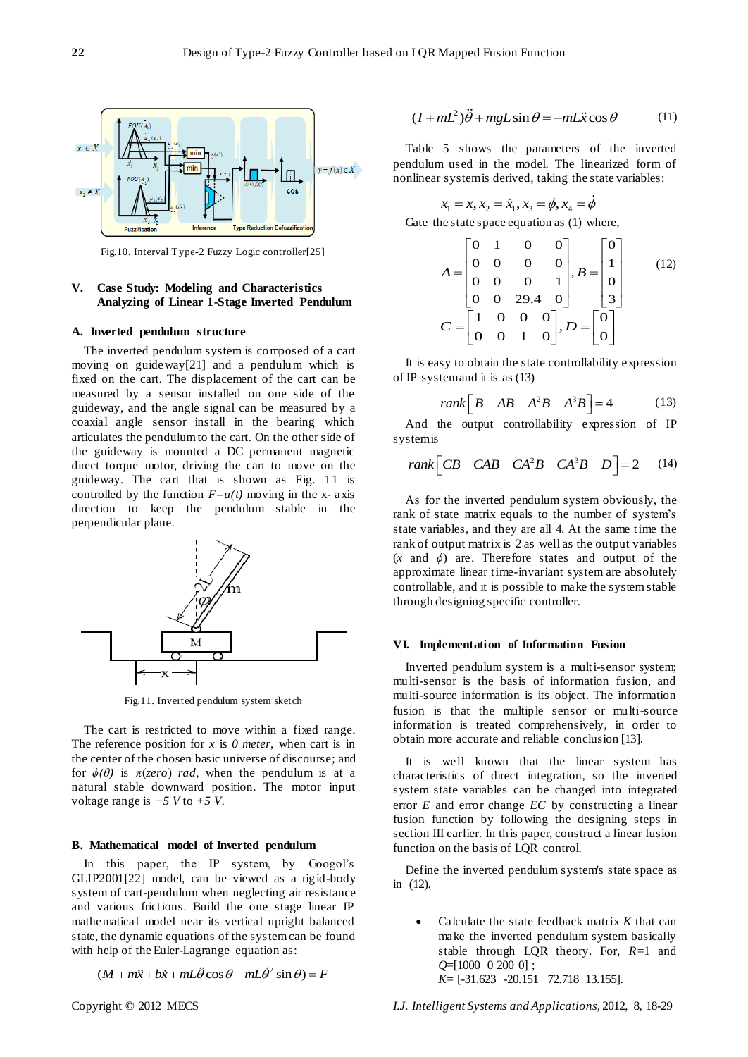Fig.10. Interval Type-2 Fuzzy Logic controller[25]

## V. Case Study: Modeling and Characteristics Analyzing of Linear 1-Stage Inverted Pendulum

### A. Inverted pendulum structure

The inverted pendulum system is composed of a cart moving on guideway[21] and a pendulum which is fixed on the cart. The displacement of the cart can be measured by a sensor installed on one side of the guideway, and the angle signal can be measured by a coaxial angle sensor install in the bearing which articulates the pendulum to the cart. On the other side of the guideway is mounted a DC permanent magnetic direct torque motor, driving the cart to move on the guideway. The cart that is shown as Fig. 11 is controlled by the function $F=u(t)$ moving in the x- axis direction to keep the pendulum stable in the perpendicular plane.

Fig.11. Inverted pendulum system sketch

The cart is restricted to move within a fixed range. The reference position for $x$ is *0 meter*, when cart is in the center of the chosen basic universe of discourse; and for $\phi(0)$ is $\pi$(*zero*) *rad*, when the pendulum is at a natural stable downward position. The motor input voltage range is $-5\ V$ to $+5\ V$.

### B. Mathematical model of Inverted pendulum

In this paper, the IP system, by Googol's GLIP2001[22] model, can be viewed as a rigid-body system of cart-pendulum when neglecting air resistance and various frictions. Build the one stage linear IP mathematical model near its vertical upright balanced state, the dynamic equations of the system can be found with help of the Euler-Lagrange equation as:

$$(M+m\ddot{x}+b\dot{x}+mL\ddot{\theta}\cos\theta-mL\dot{\theta}^2\sin\theta)=F$$

$$(I+mL^2)\ddot{\theta}+mgL\sin\theta=-mL\ddot{x}\cos\theta \tag{11}$$

Table 5 shows the parameters of the inverted pendulum used in the model. The linearized form of nonlinear system is derived, taking the state variables:

$$x_1=x, x_2=\dot{x}_1, x_3=\phi, x_4=\dot{\phi}$$

Gate the state space equation as (1) where,

$$A=\begin{bmatrix}0&1&0&0\\0&0&0&0\\0&0&0&1\\0&0&29.4&0\end{bmatrix}, B=\begin{bmatrix}0\\1\\0\\3\end{bmatrix}$$
$$C=\begin{bmatrix}1&0&0&0\\0&0&1&0\end{bmatrix}, D=\begin{bmatrix}0\\0\end{bmatrix} \tag{12}$$

It is easy to obtain the state controllability expression of IP system and it is as (13)

$$rank\begin{bmatrix}B & AB & A^2B & A^3B\end{bmatrix}=4 \tag{13}$$

And the output controllability expression of IP system is

$$rank\begin{bmatrix}CB & CAB & CA^2B & CA^3B & D\end{bmatrix}=2 \tag{14}$$

As for the inverted pendulum system obviously, the rank of state matrix equals to the number of system's state variables, and they are all 4. At the same time the rank of output matrix is 2 as well as the output variables ($x$ and $\phi$) are. Therefore states and output of the approximate linear time-invariant system are absolutely controllable, and it is possible to make the system stable through designing specific controller.

## VI. Implementation of Information Fusion

Inverted pendulum system is a multi-sensor system; multi-sensor is the basis of information fusion, and multi-source information is its object. The information fusion is that the multiple sensor or multi-source information is treated comprehensively, in order to obtain more accurate and reliable conclusion [13].

It is well known that the linear system has characteristics of direct integration, so the inverted system state variables can be changed into integrated error $E$ and error change $EC$ by constructing a linear fusion function by following the designing steps in section III earlier. In this paper, construct a linear fusion function on the basis of LQR control.

Define the inverted pendulum system's state space as in (12).

- Calculate the state feedback matrix $K$ that can make the inverted pendulum system basically stable through LQR theory. For, $R$=1 and $Q$=[1000 0 200 0] ;
  $K$= [-31.623 -20.151 72.718 13.155].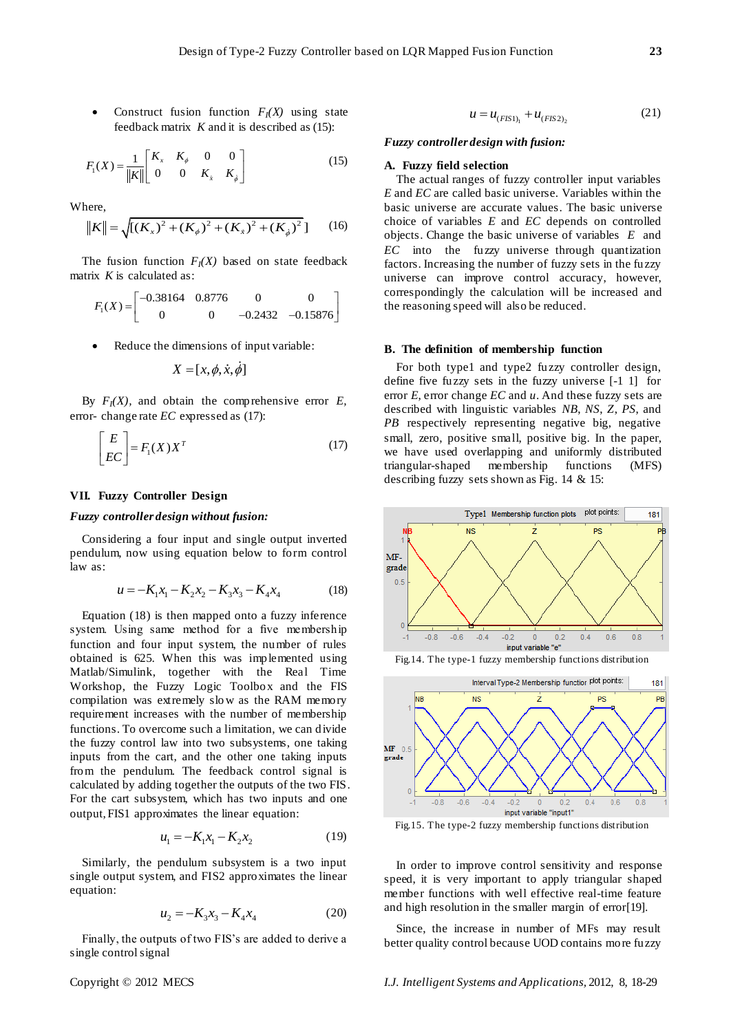- Construct fusion function $F_I(X)$ using state feedback matrix $K$ and it is described as (15):

$$F_1(X) = \frac{1}{\|K\|}\begin{bmatrix} K_x & K_\phi & 0 & 0 \\ 0 & 0 & K_{\dot{x}} & K_{\dot{\phi}} \end{bmatrix} \tag{15}$$

Where,

$$\|K\| = \sqrt{[(K_x)^2 + (K_\phi)^2 + (K_{\dot{x}})^2 + (K_{\dot{\phi}})^2]} \tag{16}$$

The fusion function $F_I(X)$ based on state feedback matrix $K$ is calculated as:

$$F_1(X) = \begin{bmatrix} -0.38164 & 0.8776 & 0 & 0 \\ 0 & 0 & -0.2432 & -0.15876 \end{bmatrix}$$

- Reduce the dimensions of input variable:

$$X = [x, \phi, \dot{x}, \dot{\phi}]$$

By $F_I(X)$, and obtain the comprehensive error $E$, error- change rate $EC$ expressed as (17):

$$\begin{bmatrix} E \\ EC \end{bmatrix} = F_1(X)X^T \tag{17}$$

## VII. Fuzzy Controller Design

***Fuzzy controller design without fusion:***

Considering a four input and single output inverted pendulum, now using equation below to form control law as:

$$u = -K_1x_1 - K_2x_2 - K_3x_3 - K_4x_4 \tag{18}$$

Equation (18) is then mapped onto a fuzzy inference system. Using same method for a five membership function and four input system, the number of rules obtained is 625. When this was implemented using Matlab/Simulink, together with the Real Time Workshop, the Fuzzy Logic Toolbox and the FIS compilation was extremely slow as the RAM memory requirement increases with the number of membership functions. To overcome such a limitation, we can divide the fuzzy control law into two subsystems, one taking inputs from the cart, and the other one taking inputs from the pendulum. The feedback control signal is calculated by adding together the outputs of the two FIS. For the cart subsystem, which has two inputs and one output, FIS1 approximates the linear equation:

$$u_1 = -K_1x_1 - K_2x_2 \tag{19}$$

Similarly, the pendulum subsystem is a two input single output system, and FIS2 approximates the linear equation:

$$u_2 = -K_3x_3 - K_4x_4 \tag{20}$$

Finally, the outputs of two FIS's are added to derive a single control signal

$$u = u_{(FIS1)_1} + u_{(FIS2)_2} \tag{21}$$

***Fuzzy controller design with fusion:***

### A. Fuzzy field selection

The actual ranges of fuzzy controller input variables $E$ and $EC$ are called basic universe. Variables within the basic universe are accurate values. The basic universe choice of variables $E$ and $EC$ depends on controlled objects. Change the basic universe of variables $E$ and $EC$ into the fuzzy universe through quantization factors. Increasing the number of fuzzy sets in the fuzzy universe can improve control accuracy, however, correspondingly the calculation will be increased and the reasoning speed will also be reduced.

### B. The definition of membership function

For both type1 and type2 fuzzy controller design, define five fuzzy sets in the fuzzy universe [-1 1] for error $E$, error change $EC$ and $u$. And these fuzzy sets are described with linguistic variables $NB$, $NS$, $Z$, $PS$, and $PB$ respectively representing negative big, negative small, zero, positive small, positive big. In the paper, we have used overlapping and uniformly distributed triangular-shaped membership functions (MFS) describing fuzzy sets shown as Fig. 14 & 15:

Fig.14. The type-1 fuzzy membership functions distribution

Fig.15. The type-2 fuzzy membership functions distribution

In order to improve control sensitivity and response speed, it is very important to apply triangular shaped member functions with well effective real-time feature and high resolution in the smaller margin of error[19].

Since, the increase in number of MFs may result better quality control because UOD contains more fuzzy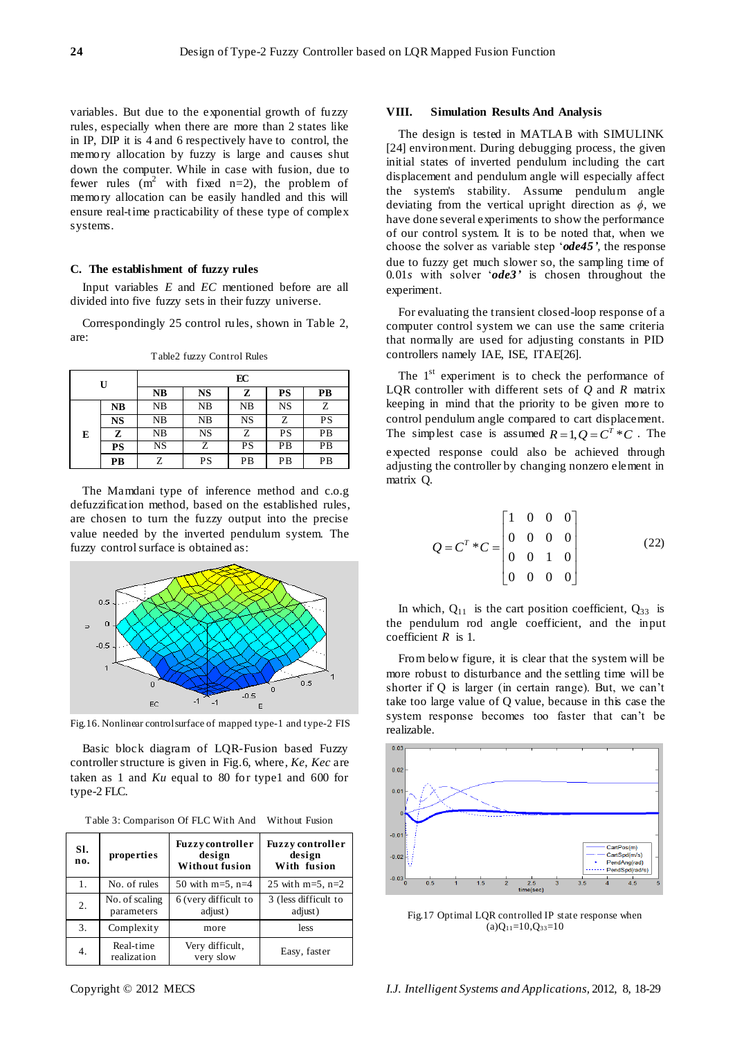variables. But due to the exponential growth of fuzzy rules, especially when there are more than 2 states like in IP, DIP it is 4 and 6 respectively have to control, the memory allocation by fuzzy is large and causes shut down the computer. While in case with fusion, due to fewer rules ($m^2$ with fixed n=2), the problem of memory allocation can be easily handled and this will ensure real-time practicability of these type of complex systems.

### C. The establishment of fuzzy rules

Input variables *E* and *EC* mentioned before are all divided into five fuzzy sets in their fuzzy universe.

Correspondingly 25 control rules, shown in Table 2, are:

Table2 fuzzy Control Rules

| U | | EC | | | | |
|---|---|---|---|---|---|---|
| | | NB | NS | Z | PS | PB |
| E | NB | NB | NB | NB | NS | Z |
| | NS | NB | NB | NS | Z | PS |
| | Z | NB | NS | Z | PS | PB |
| | PS | NS | Z | PS | PB | PB |
| | PB | Z | PS | PB | PB | PB |

The Mamdani type of inference method and c.o.g defuzzification method, based on the established rules, are chosen to turn the fuzzy output into the precise value needed by the inverted pendulum system. The fuzzy control surface is obtained as:

Fig.16. Nonlinear control surface of mapped type-1 and type-2 FIS

Basic block diagram of LQR-Fusion based Fuzzy controller structure is given in Fig.6, where, *Ke*, *Kec* are taken as 1 and *Ku* equal to 80 for type1 and 600 for type-2 FLC.

Table 3: Comparison Of FLC With And Without Fusion

| Sl. no. | properties | Fuzzy controller design Without fusion | Fuzzy controller design With fusion |
|---|---|---|---|
| 1. | No. of rules | 50 with m=5, n=4 | 25 with m=5, n=2 |
| 2. | No. of scaling parameters | 6 (very difficult to adjust) | 3 (less difficult to adjust) |
| 3. | Complexity | more | less |
| 4. | Real-time realization | Very difficult, very slow | Easy, faster |

## VIII. Simulation Results And Analysis

The design is tested in MATLAB with SIMULINK [24] environment. During debugging process, the given initial states of inverted pendulum including the cart displacement and pendulum angle will especially affect the system's stability. Assume pendulum angle deviating from the vertical upright direction as $\phi$, we have done several experiments to show the performance of our control system. It is to be noted that, when we choose the solver as variable step '***ode45***', the response due to fuzzy get much slower so, the sampling time of 0.01*s* with solver '***ode3***' is chosen throughout the experiment.

For evaluating the transient closed-loop response of a computer control system we can use the same criteria that normally are used for adjusting constants in PID controllers namely IAE, ISE, ITAE[26].

The 1[st] experiment is to check the performance of LQR controller with different sets of *Q* and *R* matrix keeping in mind that the priority to be given more to control pendulum angle compared to cart displacement. The simplest case is assumed $R=1, Q=C^T*C$. The expected response could also be achieved through adjusting the controller by changing nonzero element in matrix Q.

$$Q=C^T*C=\begin{bmatrix}1&0&0&0\\0&0&0&0\\0&0&1&0\\0&0&0&0\end{bmatrix} \tag{22}$$

In which, $Q_{11}$ is the cart position coefficient, $Q_{33}$ is the pendulum rod angle coefficient, and the input coefficient *R* is 1.

From below figure, it is clear that the system will be more robust to disturbance and the settling time will be shorter if Q is larger (in certain range). But, we can't take too large value of Q value, because in this case the system response becomes too faster that can't be realizable.

Fig.17 Optimal LQR controlled IP state response when (a)$Q_{11}$=10,$Q_{33}$=10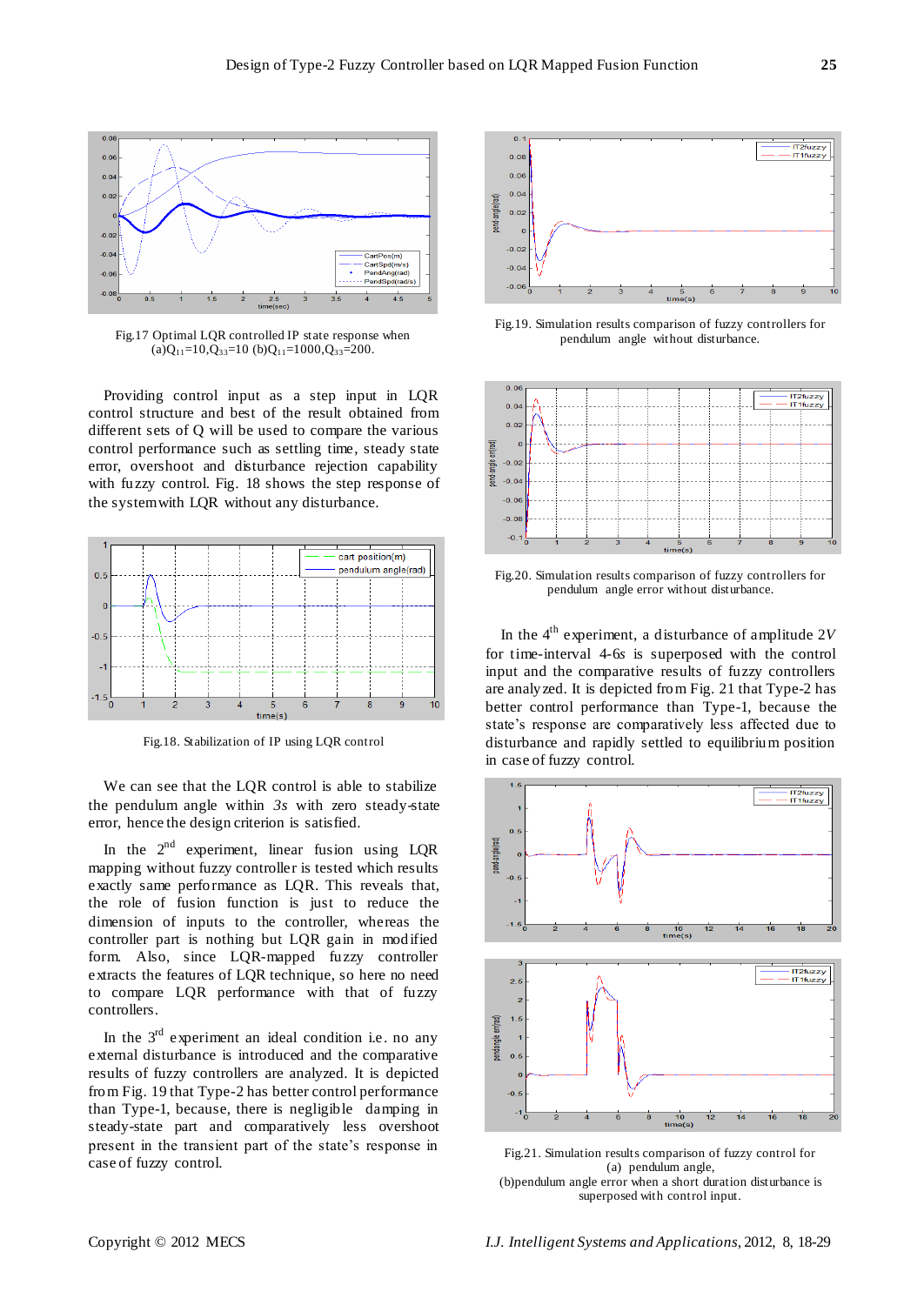Fig.17 Optimal LQR controlled IP state response when (a)$Q_{11}$=10,$Q_{33}$=10 (b)$Q_{11}$=1000,$Q_{33}$=200.

Providing control input as a step input in LQR control structure and best of the result obtained from different sets of Q will be used to compare the various control performance such as settling time, steady state error, overshoot and disturbance rejection capability with fuzzy control. Fig. 18 shows the step response of the system with LQR without any disturbance.

Fig.18. Stabilization of IP using LQR control

We can see that the LQR control is able to stabilize the pendulum angle within *3s* with zero steady-state error, hence the design criterion is satisfied.

In the 2nd experiment, linear fusion using LQR mapping without fuzzy controller is tested which results exactly same performance as LQR. This reveals that, the role of fusion function is just to reduce the dimension of inputs to the controller, whereas the controller part is nothing but LQR gain in modified form. Also, since LQR-mapped fuzzy controller extracts the features of LQR technique, so here no need to compare LQR performance with that of fuzzy controllers.

In the 3rd experiment an ideal condition i.e. no any external disturbance is introduced and the comparative results of fuzzy controllers are analyzed. It is depicted from Fig. 19 that Type-2 has better control performance than Type-1, because, there is negligible damping in steady-state part and comparatively less overshoot present in the transient part of the state's response in case of fuzzy control.

Fig.19. Simulation results comparison of fuzzy controllers for pendulum angle without disturbance.

Fig.20. Simulation results comparison of fuzzy controllers for pendulum angle error without disturbance.

In the 4th experiment, a disturbance of amplitude 2*V* for time-interval 4-6*s* is superposed with the control input and the comparative results of fuzzy controllers are analyzed. It is depicted from Fig. 21 that Type-2 has better control performance than Type-1, because the state's response are comparatively less affected due to disturbance and rapidly settled to equilibrium position in case of fuzzy control.

Fig.21. Simulation results comparison of fuzzy control for (a) pendulum angle, (b)pendulum angle error when a short duration disturbance is superposed with control input.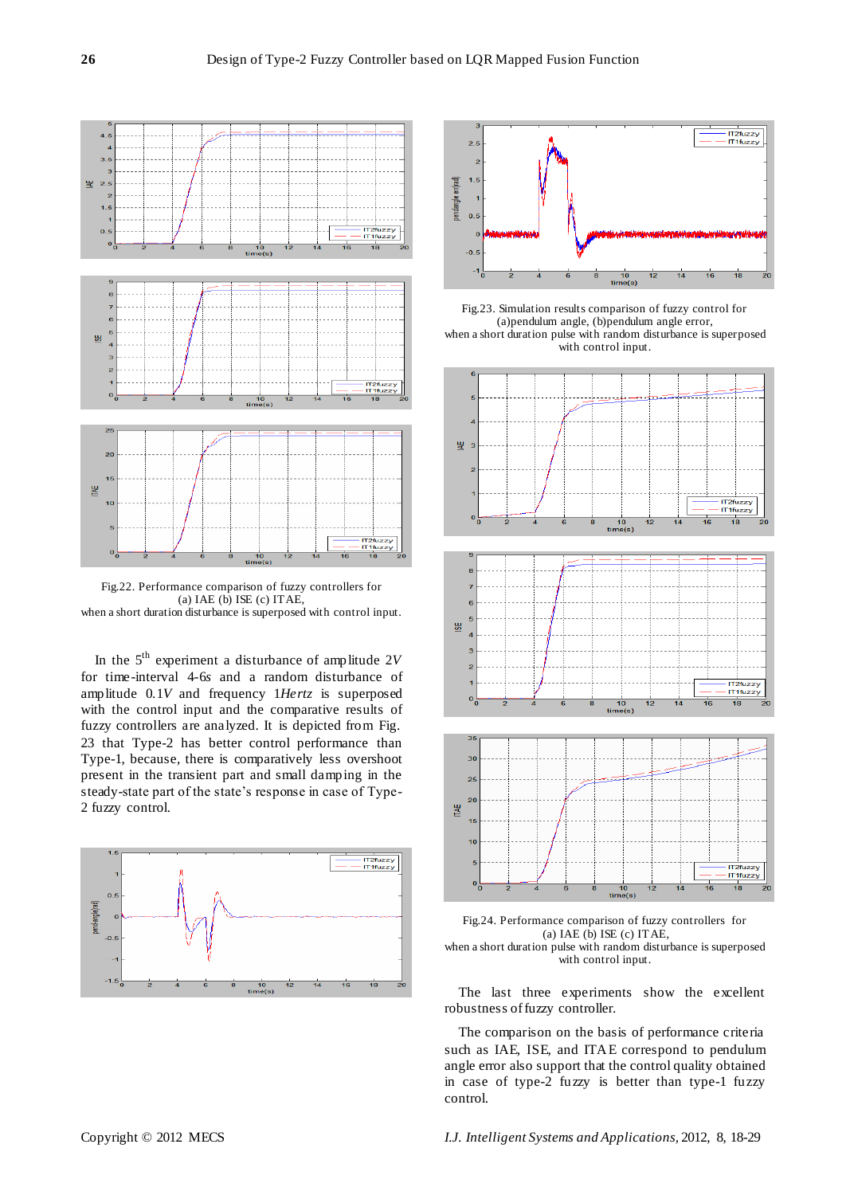Fig.22. Performance comparison of fuzzy controllers for (a) IAE (b) ISE (c) ITAE, when a short duration disturbance is superposed with control input.

In the 5th experiment a disturbance of amplitude 2*V* for time-interval 4-6*s* and a random disturbance of amplitude 0.1*V* and frequency 1*Hertz* is superposed with the control input and the comparative results of fuzzy controllers are analyzed. It is depicted from Fig. 23 that Type-2 has better control performance than Type-1, because, there is comparatively less overshoot present in the transient part and small damping in the steady-state part of the state's response in case of Type-2 fuzzy control.

Fig.23. Simulation results comparison of fuzzy control for (a)pendulum angle, (b)pendulum angle error, when a short duration pulse with random disturbance is superposed with control input.

Fig.24. Performance comparison of fuzzy controllers for (a) IAE (b) ISE (c) ITAE, when a short duration pulse with random disturbance is superposed with control input.

The last three experiments show the excellent robustness of fuzzy controller.

The comparison on the basis of performance criteria such as IAE, ISE, and ITAE correspond to pendulum angle error also support that the control quality obtained in case of type-2 fuzzy is better than type-1 fuzzy control.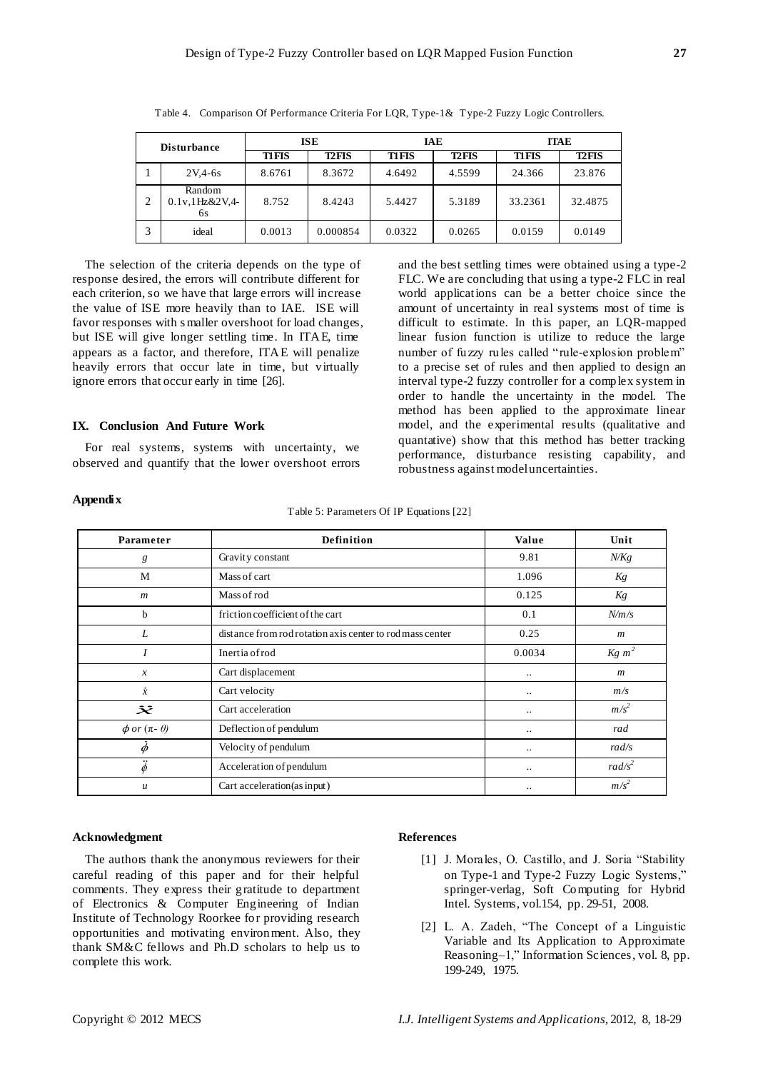Table 4. Comparison Of Performance Criteria For LQR, Type-1& Type-2 Fuzzy Logic Controllers.

| Disturbance | | ISE | | IAE | | ITAE | |
|---|---|---|---|---|---|---|---|
| | | T1FIS | T2FIS | T1FIS | T2FIS | T1FIS | T2FIS |
| 1 | 2V,4-6s | 8.6761 | 8.3672 | 4.6492 | 4.5599 | 24.366 | 23.876 |
| 2 | Random 0.1v,1Hz&2V,4-6s | 8.752 | 8.4243 | 5.4427 | 5.3189 | 33.2361 | 32.4875 |
| 3 | ideal | 0.0013 | 0.000854 | 0.0322 | 0.0265 | 0.0159 | 0.0149 |

The selection of the criteria depends on the type of response desired, the errors will contribute different for each criterion, so we have that large errors will increase the value of ISE more heavily than to IAE. ISE will favor responses with smaller overshoot for load changes, but ISE will give longer settling time. In ITAE, time appears as a factor, and therefore, ITAE will penalize heavily errors that occur late in time, but virtually ignore errors that occur early in time [26].

## IX. Conclusion And Future Work

For real systems, systems with uncertainty, we observed and quantify that the lower overshoot errors and the best settling times were obtained using a type-2 FLC. We are concluding that using a type-2 FLC in real world applications can be a better choice since the amount of uncertainty in real systems most of time is difficult to estimate. In this paper, an LQR-mapped linear fusion function is utilize to reduce the large number of fuzzy rules called "rule-explosion problem" to a precise set of rules and then applied to design an interval type-2 fuzzy controller for a complex system in order to handle the uncertainty in the model. The method has been applied to the approximate linear model, and the experimental results (qualitative and quantative) show that this method has better tracking performance, disturbance resisting capability, and robustness against model uncertainties.

## Appendix

Table 5: Parameters Of IP Equations [22]

| Parameter | Definition | Value | Unit |
|---|---|---|---|
| $g$ | Gravity constant | 9.81 | $N/Kg$ |
| M | Mass of cart | 1.096 | $Kg$ |
| $m$ | Mass of rod | 0.125 | $Kg$ |
| b | friction coefficient of the cart | 0.1 | $N/m/s$ |
| $L$ | distance from rod rotation axis center to rod mass center | 0.25 | $m$ |
| $I$ | Inertia of rod | 0.0034 | $Kg\ m^2$ |
| $x$ | Cart displacement | .. | $m$ |
| $\dot{x}$ | Cart velocity | .. | $m/s$ |
| $\ddot{x}$ | Cart acceleration | .. | $m/s^2$ |
| $\phi$ or $(\pi-\theta)$ | Deflection of pendulum | .. | $rad$ |
| $\dot{\phi}$ | Velocity of pendulum | .. | $rad/s$ |
| $\ddot{\phi}$ | Acceleration of pendulum | .. | $rad/s^2$ |
| $u$ | Cart acceleration(as input) | .. | $m/s^2$ |

## Acknowledgment

The authors thank the anonymous reviewers for their careful reading of this paper and for their helpful comments. They express their gratitude to department of Electronics & Computer Engineering of Indian Institute of Technology Roorkee for providing research opportunities and motivating environment. Also, they thank SM&C fellows and Ph.D scholars to help us to complete this work.

## References

[1] J. Morales, O. Castillo, and J. Soria "Stability on Type-1 and Type-2 Fuzzy Logic Systems," springer-verlag, Soft Computing for Hybrid Intel. Systems, vol.154, pp. 29-51, 2008.

[2] L. A. Zadeh, "The Concept of a Linguistic Variable and Its Application to Approximate Reasoning–1," Information Sciences, vol. 8, pp. 199-249, 1975.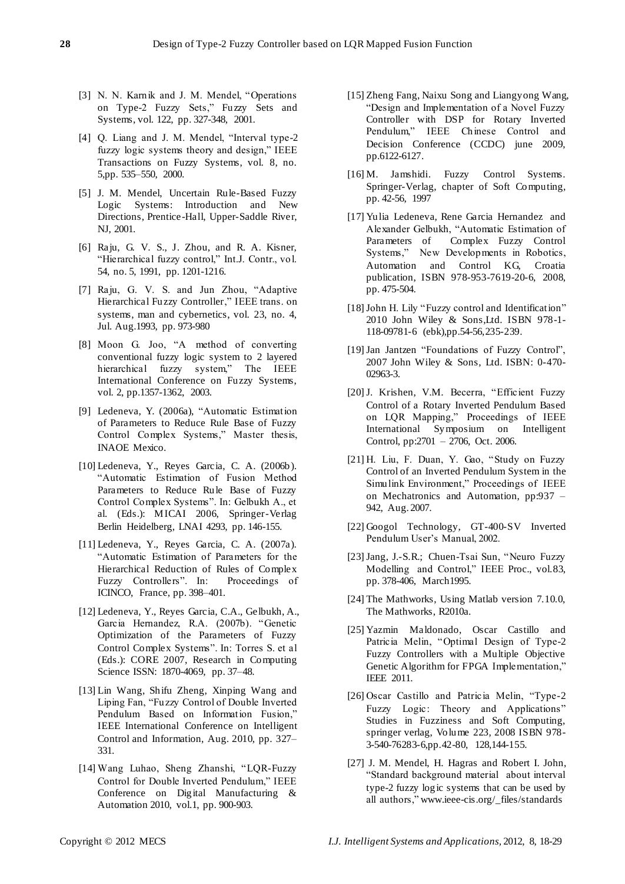[3] N. N. Karnik and J. M. Mendel, "Operations on Type-2 Fuzzy Sets," Fuzzy Sets and Systems, vol. 122, pp. 327-348, 2001.

[4] Q. Liang and J. M. Mendel, "Interval type-2 fuzzy logic systems theory and design," IEEE Transactions on Fuzzy Systems, vol. 8, no. 5,pp. 535–550, 2000.

[5] J. M. Mendel, Uncertain Rule-Based Fuzzy Logic Systems: Introduction and New Directions, Prentice-Hall, Upper-Saddle River, NJ, 2001.

[6] Raju, G. V. S., J. Zhou, and R. A. Kisner, "Hierarchical fuzzy control," Int.J. Contr., vol. 54, no. 5, 1991, pp. 1201-1216.

[7] Raju, G. V. S. and Jun Zhou, "Adaptive Hierarchical Fuzzy Controller," IEEE trans. on systems, man and cybernetics, vol. 23, no. 4, Jul. Aug.1993, pp. 973-980

[8] Moon G. Joo, "A method of converting conventional fuzzy logic system to 2 layered hierarchical fuzzy system," The IEEE International Conference on Fuzzy Systems, vol. 2, pp.1357-1362, 2003.

[9] Ledeneva, Y. (2006a), "Automatic Estimation of Parameters to Reduce Rule Base of Fuzzy Control Complex Systems," Master thesis, INAOE Mexico.

[10] Ledeneva, Y., Reyes Garcia, C. A. (2006b). "Automatic Estimation of Fusion Method Parameters to Reduce Rule Base of Fuzzy Control Complex Systems". In: Gelbukh A., et al. (Eds.): MICAI 2006, Springer-Verlag Berlin Heidelberg, LNAI 4293, pp. 146-155.

[11] Ledeneva, Y., Reyes Garcia, C. A. (2007a). "Automatic Estimation of Parameters for the Hierarchical Reduction of Rules of Complex Fuzzy Controllers". In: Proceedings of ICINCO, France, pp. 398–401.

[12] Ledeneva, Y., Reyes Garcia, C.A., Gelbukh, A., Garcia Hernandez, R.A. (2007b). "Genetic Optimization of the Parameters of Fuzzy Control Complex Systems". In: Torres S. et al (Eds.): CORE 2007, Research in Computing Science ISSN: 1870-4069, pp. 37–48.

[13] Lin Wang, Shifu Zheng, Xinping Wang and Liping Fan, "Fuzzy Control of Double Inverted Pendulum Based on Information Fusion," IEEE International Conference on Intelligent Control and Information, Aug. 2010, pp. 327–331.

[14] Wang Luhao, Sheng Zhanshi, "LQR-Fuzzy Control for Double Inverted Pendulum," IEEE Conference on Digital Manufacturing & Automation 2010, vol.1, pp. 900-903.

[15] Zheng Fang, Naixu Song and Liangyong Wang, "Design and Implementation of a Novel Fuzzy Controller with DSP for Rotary Inverted Pendulum," IEEE Chinese Control and Decision Conference (CCDC) june 2009, pp.6122-6127.

[16] M. Jamshidi. Fuzzy Control Systems. Springer-Verlag, chapter of Soft Computing, pp. 42-56, 1997

[17] Yulia Ledeneva, Rene Garcia Hernandez and Alexander Gelbukh, "Automatic Estimation of Parameters of Complex Fuzzy Control Systems," New Developments in Robotics, Automation and Control KG, Croatia publication, ISBN 978-953-7619-20-6, 2008, pp. 475-504.

[18] John H. Lily "Fuzzy control and Identification" 2010 John Wiley & Sons,Ltd. ISBN 978-1-118-09781-6 (ebk),pp.54-56,235-239.

[19] Jan Jantzen "Foundations of Fuzzy Control", 2007 John Wiley & Sons, Ltd. ISBN: 0-470-02963-3.

[20] J. Krishen, V.M. Becerra, "Efficient Fuzzy Control of a Rotary Inverted Pendulum Based on LQR Mapping," Proceedings of IEEE International Symposium on Intelligent Control, pp:2701 – 2706, Oct. 2006.

[21] H. Liu, F. Duan, Y. Gao, "Study on Fuzzy Control of an Inverted Pendulum System in the Simulink Environment," Proceedings of IEEE on Mechatronics and Automation, pp:937 – 942, Aug. 2007.

[22] Googol Technology, GT-400-SV Inverted Pendulum User's Manual, 2002.

[23] Jang, J.-S.R.; Chuen-Tsai Sun, "Neuro Fuzzy Modelling and Control," IEEE Proc., vol.83, pp. 378-406, March1995.

[24] The Mathworks, Using Matlab version 7.10.0, The Mathworks, R2010a.

[25] Yazmin Maldonado, Oscar Castillo and Patricia Melin, "Optimal Design of Type-2 Fuzzy Controllers with a Multiple Objective Genetic Algorithm for FPGA Implementation," IEEE 2011.

[26] Oscar Castillo and Patricia Melin, "Type-2 Fuzzy Logic: Theory and Applications" Studies in Fuzziness and Soft Computing, springer verlag, Volume 223, 2008 ISBN 978-3-540-76283-6,pp.42-80, 128,144-155.

[27] J. M. Mendel, H. Hagras and Robert I. John, "Standard background material about interval type-2 fuzzy logic systems that can be used by all authors," www.ieee-cis.org/_files/standards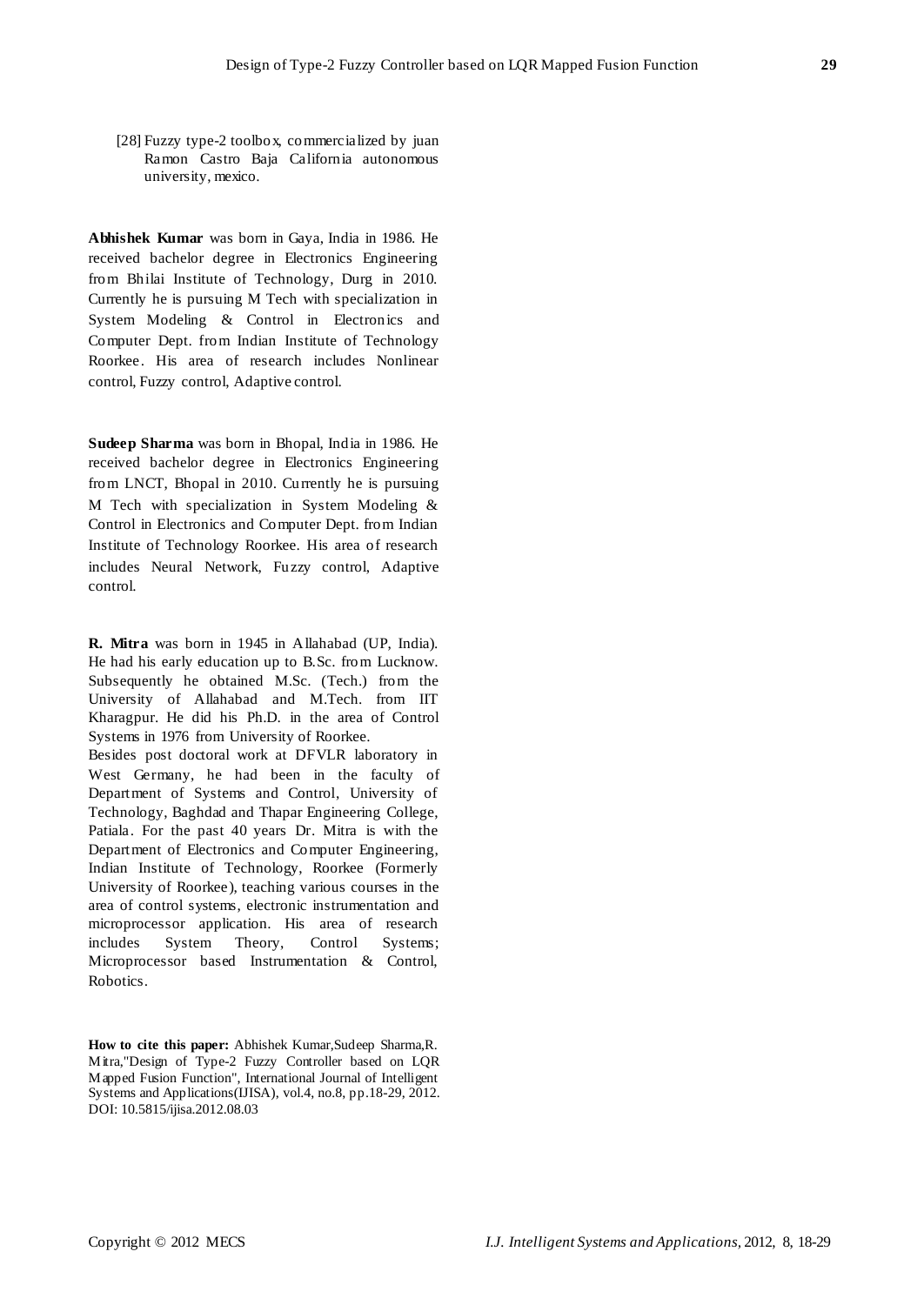[28] Fuzzy type-2 toolbox, commercialized by juan Ramon Castro Baja California autonomous university, mexico.

**Abhishek Kumar** was born in Gaya, India in 1986. He received bachelor degree in Electronics Engineering from Bhilai Institute of Technology, Durg in 2010. Currently he is pursuing M Tech with specialization in System Modeling & Control in Electronics and Computer Dept. from Indian Institute of Technology Roorkee. His area of research includes Nonlinear control, Fuzzy control, Adaptive control.

**Sudeep Sharma** was born in Bhopal, India in 1986. He received bachelor degree in Electronics Engineering from LNCT, Bhopal in 2010. Currently he is pursuing M Tech with specialization in System Modeling & Control in Electronics and Computer Dept. from Indian Institute of Technology Roorkee. His area of research includes Neural Network, Fuzzy control, Adaptive control.

**R. Mitra** was born in 1945 in Allahabad (UP, India). He had his early education up to B.Sc. from Lucknow. Subsequently he obtained M.Sc. (Tech.) from the University of Allahabad and M.Tech. from IIT Kharagpur. He did his Ph.D. in the area of Control Systems in 1976 from University of Roorkee.

Besides post doctoral work at DFVLR laboratory in West Germany, he had been in the faculty of Department of Systems and Control, University of Technology, Baghdad and Thapar Engineering College, Patiala. For the past 40 years Dr. Mitra is with the Department of Electronics and Computer Engineering, Indian Institute of Technology, Roorkee (Formerly University of Roorkee), teaching various courses in the area of control systems, electronic instrumentation and microprocessor application. His area of research includes System Theory, Control Systems; Microprocessor based Instrumentation & Control, Robotics.

**How to cite this paper:** Abhishek Kumar,Sudeep Sharma,R. Mitra,"Design of Type-2 Fuzzy Controller based on LQR Mapped Fusion Function", International Journal of Intelligent Systems and Applications(IJISA), vol.4, no.8, pp.18-29, 2012. DOI: 10.5815/ijisa.2012.08.03